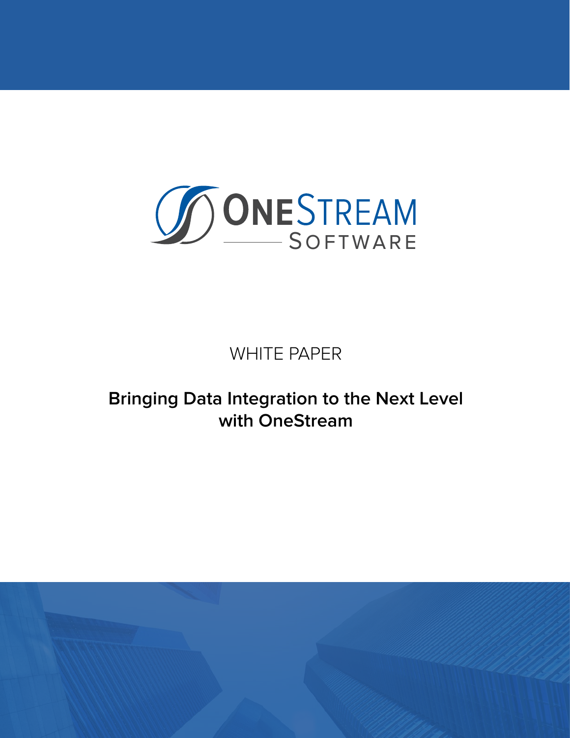ONESTREAM SOFTWARE

WHITE PAPER

# Bringing Data Integration to the Next Level with OneStream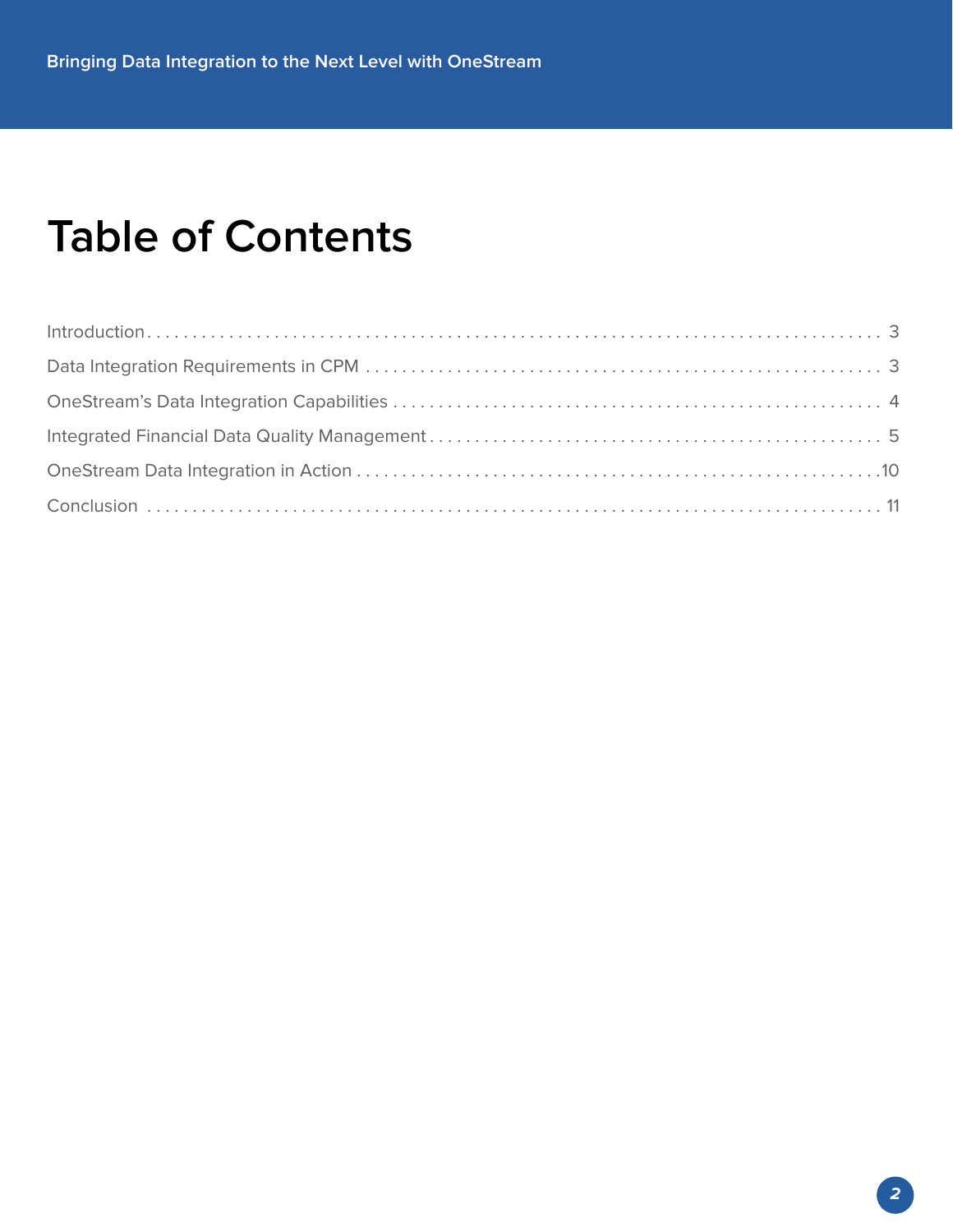# Table of Contents

| | |
|---|---|
| Introduction | 3 |
| Data Integration Requirements in CPM | 3 |
| OneStream's Data Integration Capabilities | 4 |
| Integrated Financial Data Quality Management | 5 |
| OneStream Data Integration in Action | 10 |
| Conclusion | 11 |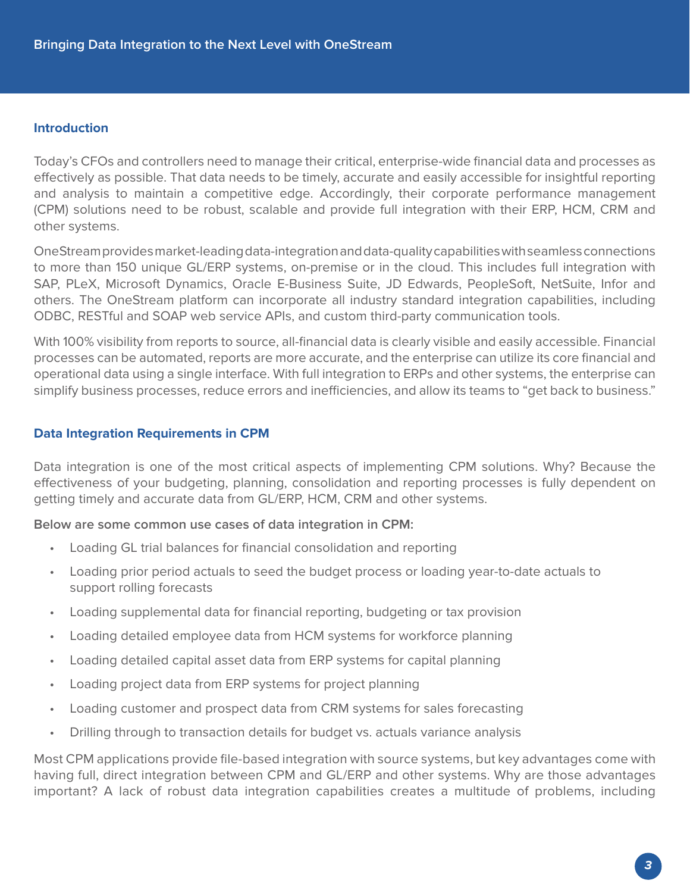## Introduction

Today's CFOs and controllers need to manage their critical, enterprise-wide financial data and processes as effectively as possible. That data needs to be timely, accurate and easily accessible for insightful reporting and analysis to maintain a competitive edge. Accordingly, their corporate performance management (CPM) solutions need to be robust, scalable and provide full integration with their ERP, HCM, CRM and other systems.

OneStream provides market-leading data-integration and data-quality capabilities with seamless connections to more than 150 unique GL/ERP systems, on-premise or in the cloud. This includes full integration with SAP, PLeX, Microsoft Dynamics, Oracle E-Business Suite, JD Edwards, PeopleSoft, NetSuite, Infor and others. The OneStream platform can incorporate all industry standard integration capabilities, including ODBC, RESTful and SOAP web service APIs, and custom third-party communication tools.

With 100% visibility from reports to source, all-financial data is clearly visible and easily accessible. Financial processes can be automated, reports are more accurate, and the enterprise can utilize its core financial and operational data using a single interface. With full integration to ERPs and other systems, the enterprise can simplify business processes, reduce errors and inefficiencies, and allow its teams to "get back to business."

## Data Integration Requirements in CPM

Data integration is one of the most critical aspects of implementing CPM solutions. Why? Because the effectiveness of your budgeting, planning, consolidation and reporting processes is fully dependent on getting timely and accurate data from GL/ERP, HCM, CRM and other systems.

**Below are some common use cases of data integration in CPM:**

- Loading GL trial balances for financial consolidation and reporting
- Loading prior period actuals to seed the budget process or loading year-to-date actuals to support rolling forecasts
- Loading supplemental data for financial reporting, budgeting or tax provision
- Loading detailed employee data from HCM systems for workforce planning
- Loading detailed capital asset data from ERP systems for capital planning
- Loading project data from ERP systems for project planning
- Loading customer and prospect data from CRM systems for sales forecasting
- Drilling through to transaction details for budget vs. actuals variance analysis

Most CPM applications provide file-based integration with source systems, but key advantages come with having full, direct integration between CPM and GL/ERP and other systems. Why are those advantages important? A lack of robust data integration capabilities creates a multitude of problems, including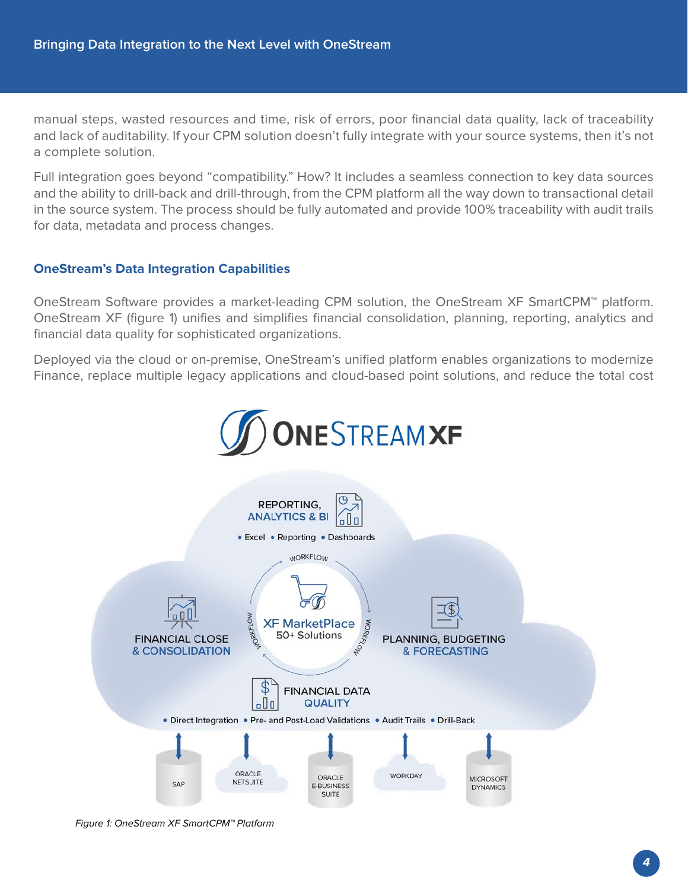manual steps, wasted resources and time, risk of errors, poor financial data quality, lack of traceability and lack of auditability. If your CPM solution doesn't fully integrate with your source systems, then it's not a complete solution.

Full integration goes beyond "compatibility." How? It includes a seamless connection to key data sources and the ability to drill-back and drill-through, from the CPM platform all the way down to transactional detail in the source system. The process should be fully automated and provide 100% traceability with audit trails for data, metadata and process changes.

## OneStream's Data Integration Capabilities

OneStream Software provides a market-leading CPM solution, the OneStream XF SmartCPM™ platform. OneStream XF (figure 1) unifies and simplifies financial consolidation, planning, reporting, analytics and financial data quality for sophisticated organizations.

Deployed via the cloud or on-premise, OneStream's unified platform enables organizations to modernize Finance, replace multiple legacy applications and cloud-based point solutions, and reduce the total cost

*Figure 1: OneStream XF SmartCPM™ Platform*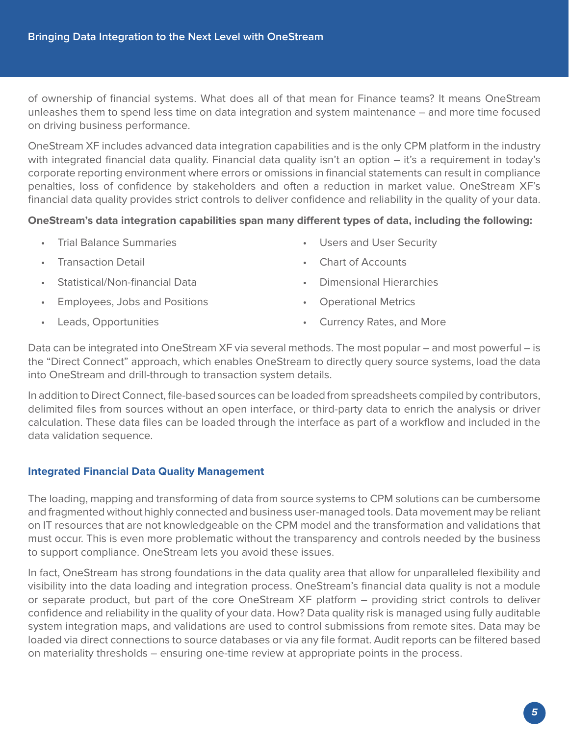of ownership of financial systems. What does all of that mean for Finance teams? It means OneStream unleashes them to spend less time on data integration and system maintenance – and more time focused on driving business performance.

OneStream XF includes advanced data integration capabilities and is the only CPM platform in the industry with integrated financial data quality. Financial data quality isn't an option – it's a requirement in today's corporate reporting environment where errors or omissions in financial statements can result in compliance penalties, loss of confidence by stakeholders and often a reduction in market value. OneStream XF's financial data quality provides strict controls to deliver confidence and reliability in the quality of your data.

**OneStream's data integration capabilities span many different types of data, including the following:**

- Trial Balance Summaries
- Transaction Detail
- Statistical/Non-financial Data
- Employees, Jobs and Positions
- Leads, Opportunities
- Users and User Security
- Chart of Accounts
- Dimensional Hierarchies
- Operational Metrics
- Currency Rates, and More

Data can be integrated into OneStream XF via several methods. The most popular – and most powerful – is the "Direct Connect" approach, which enables OneStream to directly query source systems, load the data into OneStream and drill-through to transaction system details.

In addition to Direct Connect, file-based sources can be loaded from spreadsheets compiled by contributors, delimited files from sources without an open interface, or third-party data to enrich the analysis or driver calculation. These data files can be loaded through the interface as part of a workflow and included in the data validation sequence.

## Integrated Financial Data Quality Management

The loading, mapping and transforming of data from source systems to CPM solutions can be cumbersome and fragmented without highly connected and business user-managed tools. Data movement may be reliant on IT resources that are not knowledgeable on the CPM model and the transformation and validations that must occur. This is even more problematic without the transparency and controls needed by the business to support compliance. OneStream lets you avoid these issues.

In fact, OneStream has strong foundations in the data quality area that allow for unparalleled flexibility and visibility into the data loading and integration process. OneStream's financial data quality is not a module or separate product, but part of the core OneStream XF platform – providing strict controls to deliver confidence and reliability in the quality of your data. How? Data quality risk is managed using fully auditable system integration maps, and validations are used to control submissions from remote sites. Data may be loaded via direct connections to source databases or via any file format. Audit reports can be filtered based on materiality thresholds – ensuring one-time review at appropriate points in the process.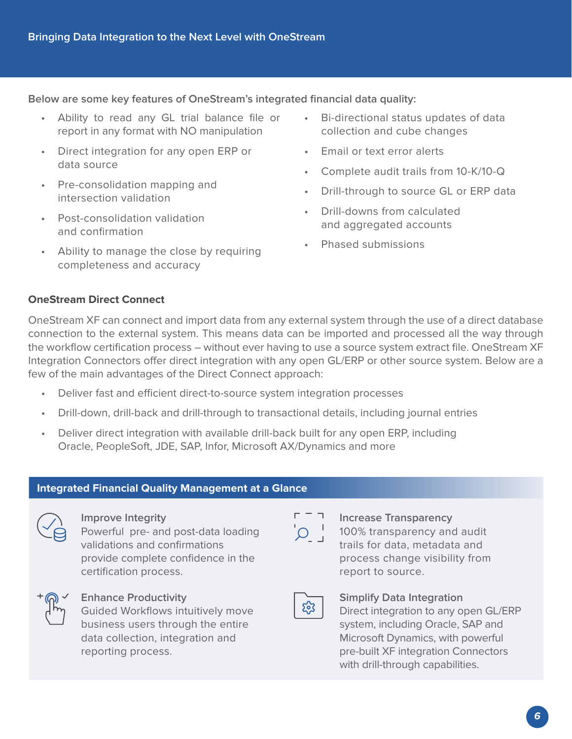Below are some key features of OneStream's integrated financial data quality:

- Ability to read any GL trial balance file or report in any format with NO manipulation
- Direct integration for any open ERP or data source
- Pre-consolidation mapping and intersection validation
- Post-consolidation validation and confirmation
- Ability to manage the close by requiring completeness and accuracy
- Bi-directional status updates of data collection and cube changes
- Email or text alerts
- Complete audit trails from 10-K/10-Q
- Drill-through to source GL or ERP data
- Drill-downs from calculated and aggregated accounts
- Phased submissions

### OneStream Direct Connect

OneStream XF can connect and import data from any external system through the use of a direct database connection to the external system. This means data can be imported and processed all the way through the workflow certification process – without ever having to use a source system extract file. OneStream XF Integration Connectors offer direct integration with any open GL/ERP or other source system. Below are a few of the main advantages of the Direct Connect approach:

- Deliver fast and efficient direct-to-source system integration processes
- Drill-down, drill-back and drill-through to transactional details, including journal entries
- Deliver direct integration with available drill-back built for any open ERP, including Oracle, PeopleSoft, JDE, SAP, Infor, Microsoft AX/Dynamics and more

### Integrated Financial Quality Management at a Glance

**Improve Integrity**
Powerful pre- and post-data loading validations and confirmations provide complete confidence in the certification process.

**Enhance Productivity**
Guided Workflows intuitively move business users through the entire data collection, integration and reporting process.

**Increase Transparency**
100% transparency and audit trails for data, metadata and process change visibility from report to source.

**Simplify Data Integration**
Direct integration to any open GL/ERP system, including Oracle, SAP and Microsoft Dynamics, with powerful pre-built XF integration Connectors with drill-through capabilities.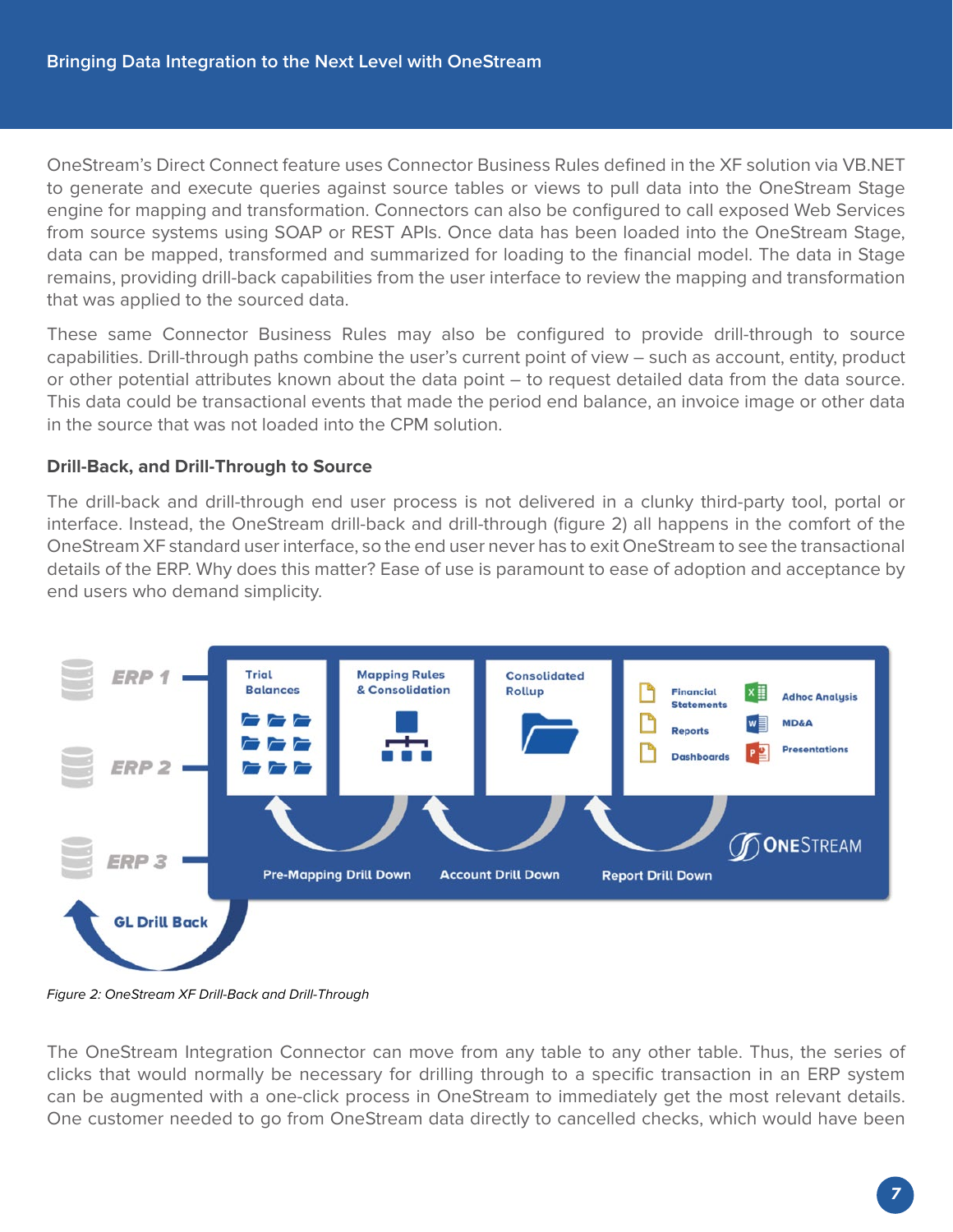OneStream's Direct Connect feature uses Connector Business Rules defined in the XF solution via VB.NET to generate and execute queries against source tables or views to pull data into the OneStream Stage engine for mapping and transformation. Connectors can also be configured to call exposed Web Services from source systems using SOAP or REST APIs. Once data has been loaded into the OneStream Stage, data can be mapped, transformed and summarized for loading to the financial model. The data in Stage remains, providing drill-back capabilities from the user interface to review the mapping and transformation that was applied to the sourced data.

These same Connector Business Rules may also be configured to provide drill-through to source capabilities. Drill-through paths combine the user's current point of view – such as account, entity, product or other potential attributes known about the data point – to request detailed data from the data source. This data could be transactional events that made the period end balance, an invoice image or other data in the source that was not loaded into the CPM solution.

### Drill-Back, and Drill-Through to Source

The drill-back and drill-through end user process is not delivered in a clunky third-party tool, portal or interface. Instead, the OneStream drill-back and drill-through (figure 2) all happens in the comfort of the OneStream XF standard user interface, so the end user never has to exit OneStream to see the transactional details of the ERP. Why does this matter? Ease of use is paramount to ease of adoption and acceptance by end users who demand simplicity.

*Figure 2: OneStream XF Drill-Back and Drill-Through*

The OneStream Integration Connector can move from any table to any other table. Thus, the series of clicks that would normally be necessary for drilling through to a specific transaction in an ERP system can be augmented with a one-click process in OneStream to immediately get the most relevant details. One customer needed to go from OneStream data directly to cancelled checks, which would have been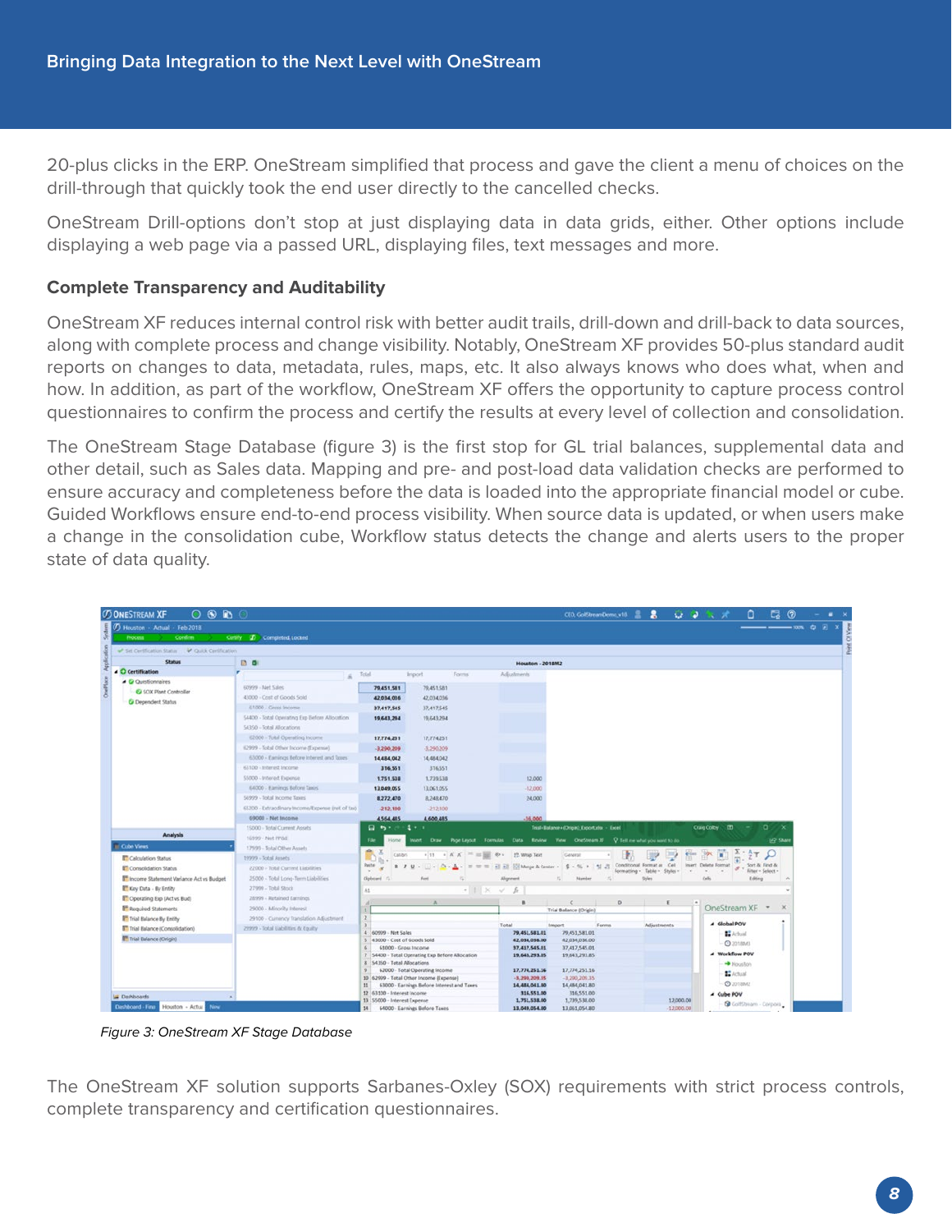20-plus clicks in the ERP. OneStream simplified that process and gave the client a menu of choices on the drill-through that quickly took the end user directly to the cancelled checks.

OneStream Drill-options don't stop at just displaying data in data grids, either. Other options include displaying a web page via a passed URL, displaying files, text messages and more.

**Complete Transparency and Auditability**

OneStream XF reduces internal control risk with better audit trails, drill-down and drill-back to data sources, along with complete process and change visibility. Notably, OneStream XF provides 50-plus standard audit reports on changes to data, metadata, rules, maps, etc. It also always knows who does what, when and how. In addition, as part of the workflow, OneStream XF offers the opportunity to capture process control questionnaires to confirm the process and certify the results at every level of collection and consolidation.

The OneStream Stage Database (figure 3) is the first stop for GL trial balances, supplemental data and other detail, such as Sales data. Mapping and pre- and post-load data validation checks are performed to ensure accuracy and completeness before the data is loaded into the appropriate financial model or cube. Guided Workflows ensure end-to-end process visibility. When source data is updated, or when users make a change in the consolidation cube, Workflow status detects the change and alerts users to the proper state of data quality.

*Figure 3: OneStream XF Stage Database*

The OneStream XF solution supports Sarbanes-Oxley (SOX) requirements with strict process controls, complete transparency and certification questionnaires.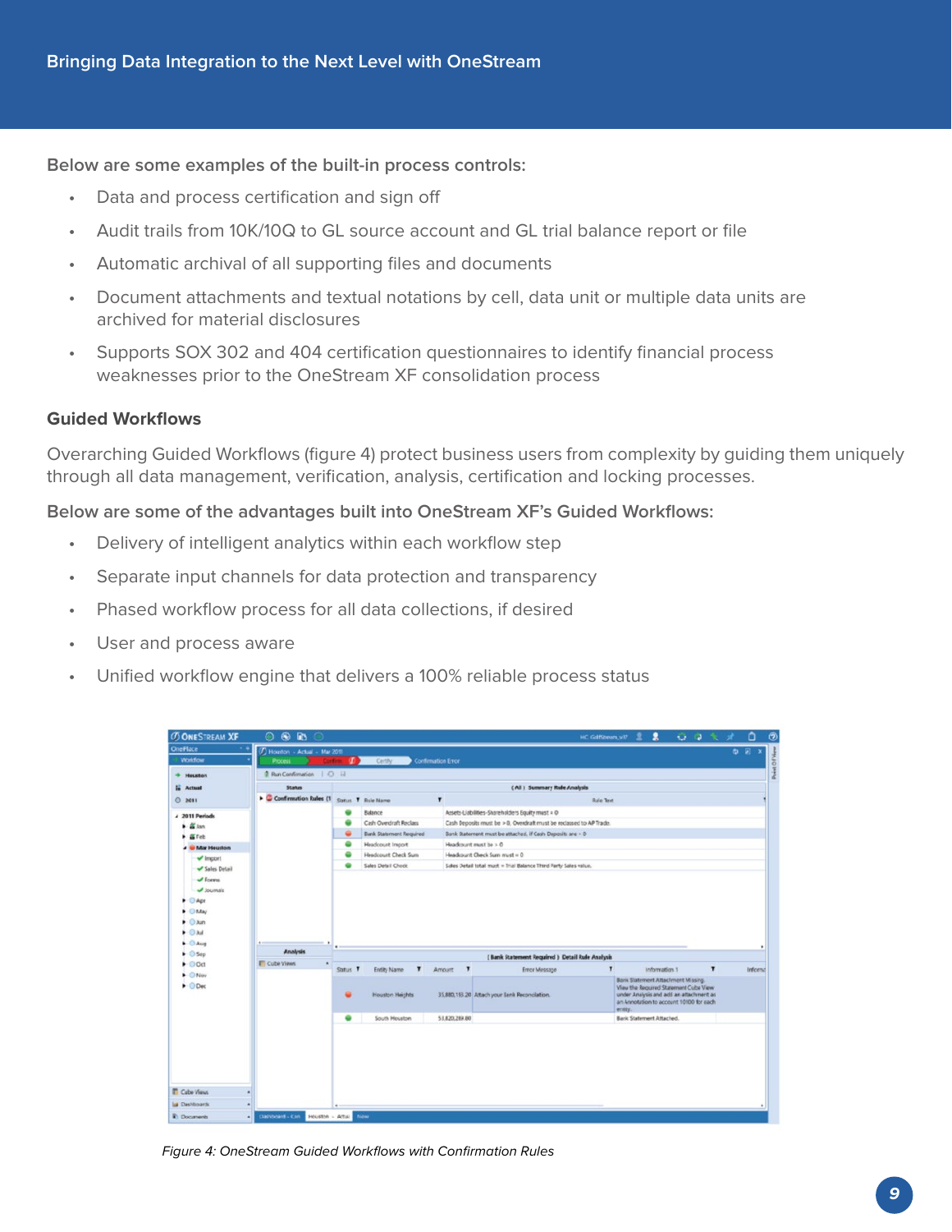Below are some examples of the built-in process controls:

- Data and process certification and sign off
- Audit trails from 10K/10Q to GL source account and GL trial balance report or file
- Automatic archival of all supporting files and documents
- Document attachments and textual notations by cell, data unit or multiple data units are archived for material disclosures
- Supports SOX 302 and 404 certification questionnaires to identify financial process weaknesses prior to the OneStream XF consolidation process

### Guided Workflows

Overarching Guided Workflows (figure 4) protect business users from complexity by guiding them uniquely through all data management, verification, analysis, certification and locking processes.

Below are some of the advantages built into OneStream XF's Guided Workflows:

- Delivery of intelligent analytics within each workflow step
- Separate input channels for data protection and transparency
- Phased workflow process for all data collections, if desired
- User and process aware
- Unified workflow engine that delivers a 100% reliable process status

*Figure 4: OneStream Guided Workflows with Confirmation Rules*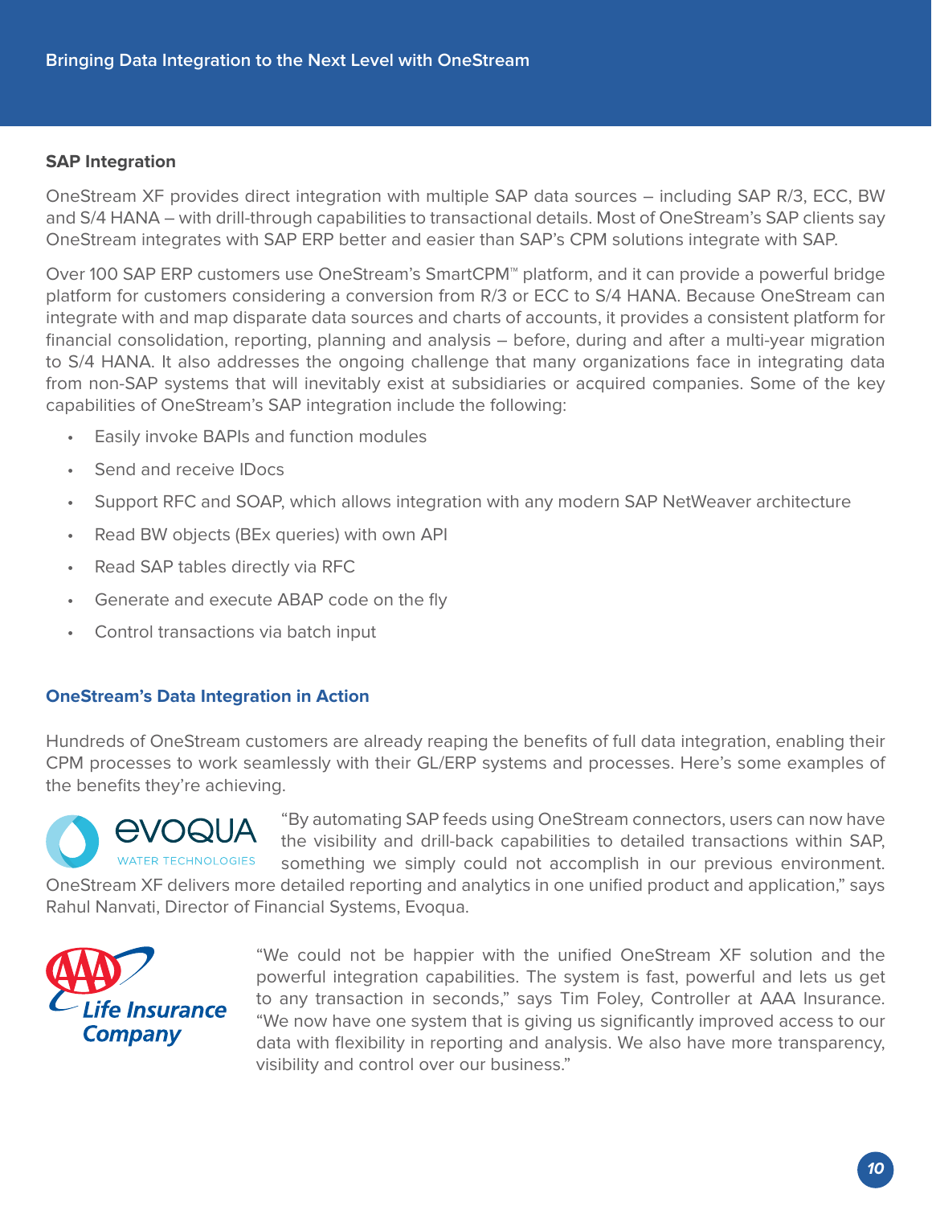## SAP Integration

OneStream XF provides direct integration with multiple SAP data sources – including SAP R/3, ECC, BW and S/4 HANA – with drill-through capabilities to transactional details. Most of OneStream's SAP clients say OneStream integrates with SAP ERP better and easier than SAP's CPM solutions integrate with SAP.

Over 100 SAP ERP customers use OneStream's SmartCPM™ platform, and it can provide a powerful bridge platform for customers considering a conversion from R/3 or ECC to S/4 HANA. Because OneStream can integrate with and map disparate data sources and charts of accounts, it provides a consistent platform for financial consolidation, reporting, planning and analysis – before, during and after a multi-year migration to S/4 HANA. It also addresses the ongoing challenge that many organizations face in integrating data from non-SAP systems that will inevitably exist at subsidiaries or acquired companies. Some of the key capabilities of OneStream's SAP integration include the following:

- Easily invoke BAPIs and function modules
- Send and receive IDocs
- Support RFC and SOAP, which allows integration with any modern SAP NetWeaver architecture
- Read BW objects (BEx queries) with own API
- Read SAP tables directly via RFC
- Generate and execute ABAP code on the fly
- Control transactions via batch input

## OneStream's Data Integration in Action

Hundreds of OneStream customers are already reaping the benefits of full data integration, enabling their CPM processes to work seamlessly with their GL/ERP systems and processes. Here's some examples of the benefits they're achieving.

"By automating SAP feeds using OneStream connectors, users can now have the visibility and drill-back capabilities to detailed transactions within SAP, something we simply could not accomplish in our previous environment. OneStream XF delivers more detailed reporting and analytics in one unified product and application," says Rahul Nanvati, Director of Financial Systems, Evoqua.

"We could not be happier with the unified OneStream XF solution and the powerful integration capabilities. The system is fast, powerful and lets us get to any transaction in seconds," says Tim Foley, Controller at AAA Insurance. "We now have one system that is giving us significantly improved access to our data with flexibility in reporting and analysis. We also have more transparency, visibility and control over our business."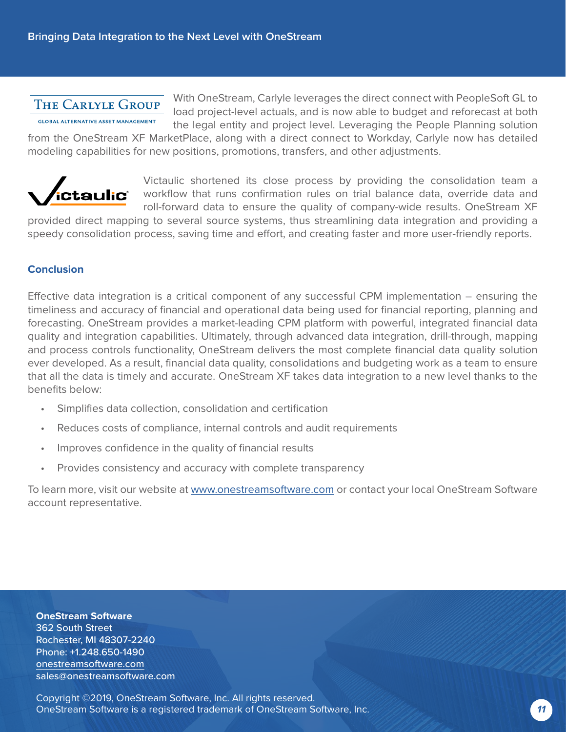THE CARLYLE GROUP
GLOBAL ALTERNATIVE ASSET MANAGEMENT

With OneStream, Carlyle leverages the direct connect with PeopleSoft GL to load project-level actuals, and is now able to budget and reforecast at both the legal entity and project level. Leveraging the People Planning solution from the OneStream XF MarketPlace, along with a direct connect to Workday, Carlyle now has detailed modeling capabilities for new positions, promotions, transfers, and other adjustments.

Victaulic

Victaulic shortened its close process by providing the consolidation team a workflow that runs confirmation rules on trial balance data, override data and roll-forward data to ensure the quality of company-wide results. OneStream XF provided direct mapping to several source systems, thus streamlining data integration and providing a speedy consolidation process, saving time and effort, and creating faster and more user-friendly reports.

## Conclusion

Effective data integration is a critical component of any successful CPM implementation – ensuring the timeliness and accuracy of financial and operational data being used for financial reporting, planning and forecasting. OneStream provides a market-leading CPM platform with powerful, integrated financial data quality and integration capabilities. Ultimately, through advanced data integration, drill-through, mapping and process controls functionality, OneStream delivers the most complete financial data quality solution ever developed. As a result, financial data quality, consolidations and budgeting work as a team to ensure that all the data is timely and accurate. OneStream XF takes data integration to a new level thanks to the benefits below:

- Simplifies data collection, consolidation and certification
- Reduces costs of compliance, internal controls and audit requirements
- Improves confidence in the quality of financial results
- Provides consistency and accuracy with complete transparency

To learn more, visit our website at www.onestreamsoftware.com or contact your local OneStream Software account representative.

**OneStream Software**
362 South Street
Rochester, MI 48307-2240
Phone: +1.248.650-1490
onestreamsoftware.com
sales@onestreamsoftware.com

Copyright ©2019, OneStream Software, Inc. All rights reserved.
OneStream Software is a registered trademark of OneStream Software, Inc.